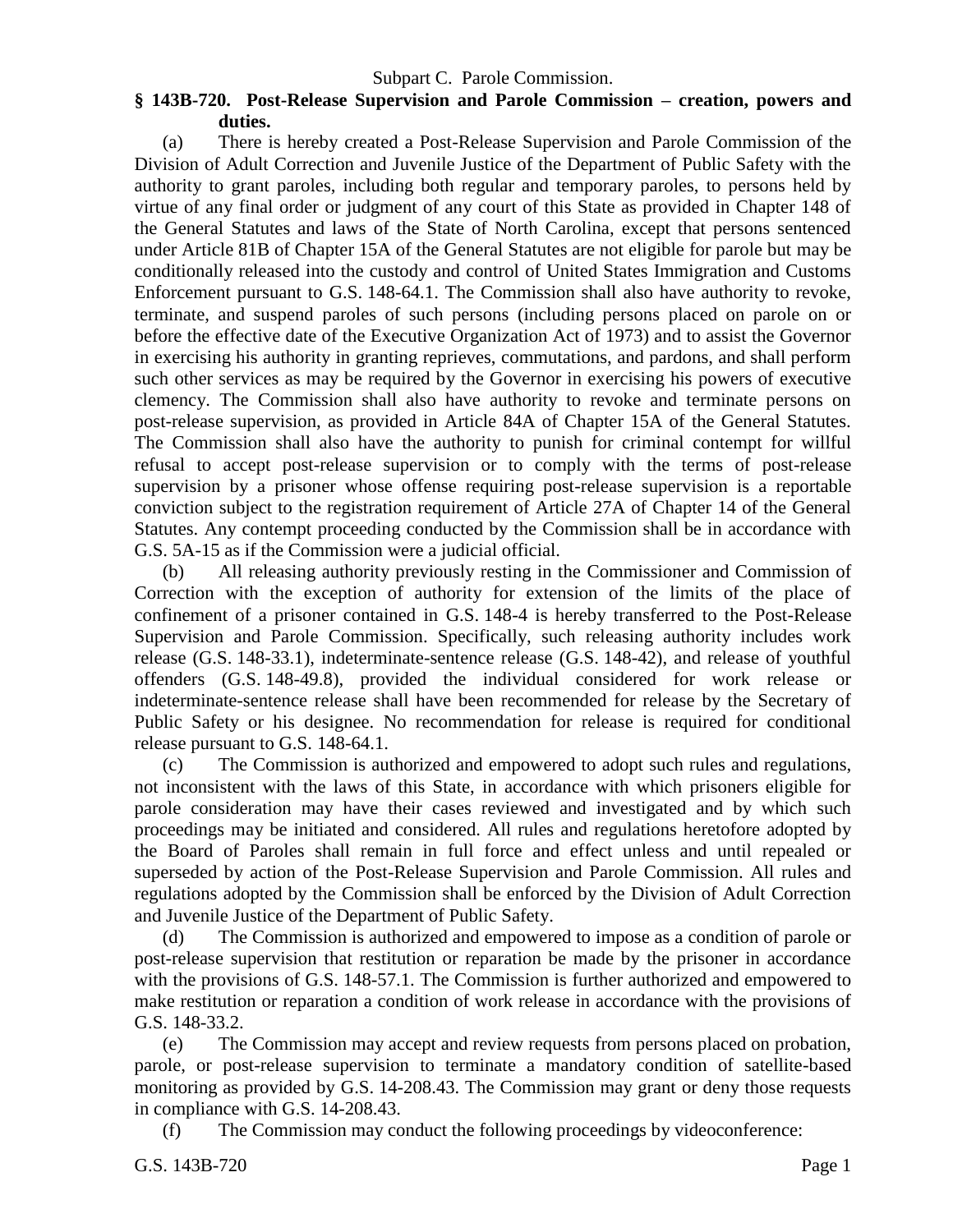Subpart C. Parole Commission.

## § 143B-720. Post-Release Supervision and Parole Commission – creation, powers and duties.

(a) There is hereby created a Post-Release Supervision and Parole Commission of the Division of Adult Correction and Juvenile Justice of the Department of Public Safety with the authority to grant paroles, including both regular and temporary paroles, to persons held by virtue of any final order or judgment of any court of this State as provided in Chapter 148 of the General Statutes and laws of the State of North Carolina, except that persons sentenced under Article 81B of Chapter 15A of the General Statutes are not eligible for parole but may be conditionally released into the custody and control of United States Immigration and Customs Enforcement pursuant to G.S. 148-64.1. The Commission shall also have authority to revoke, terminate, and suspend paroles of such persons (including persons placed on parole on or before the effective date of the Executive Organization Act of 1973) and to assist the Governor in exercising his authority in granting reprieves, commutations, and pardons, and shall perform such other services as may be required by the Governor in exercising his powers of executive clemency. The Commission shall also have authority to revoke and terminate persons on post-release supervision, as provided in Article 84A of Chapter 15A of the General Statutes. The Commission shall also have the authority to punish for criminal contempt for willful refusal to accept post-release supervision or to comply with the terms of post-release supervision by a prisoner whose offense requiring post-release supervision is a reportable conviction subject to the registration requirement of Article 27A of Chapter 14 of the General Statutes. Any contempt proceeding conducted by the Commission shall be in accordance with G.S. 5A-15 as if the Commission were a judicial official.

(b) All releasing authority previously resting in the Commissioner and Commission of Correction with the exception of authority for extension of the limits of the place of confinement of a prisoner contained in G.S. 148-4 is hereby transferred to the Post-Release Supervision and Parole Commission. Specifically, such releasing authority includes work release (G.S. 148-33.1), indeterminate-sentence release (G.S. 148-42), and release of youthful offenders (G.S. 148-49.8), provided the individual considered for work release or indeterminate-sentence release shall have been recommended for release by the Secretary of Public Safety or his designee. No recommendation for release is required for conditional release pursuant to G.S. 148-64.1.

(c) The Commission is authorized and empowered to adopt such rules and regulations, not inconsistent with the laws of this State, in accordance with which prisoners eligible for parole consideration may have their cases reviewed and investigated and by which such proceedings may be initiated and considered. All rules and regulations heretofore adopted by the Board of Paroles shall remain in full force and effect unless and until repealed or superseded by action of the Post-Release Supervision and Parole Commission. All rules and regulations adopted by the Commission shall be enforced by the Division of Adult Correction and Juvenile Justice of the Department of Public Safety.

(d) The Commission is authorized and empowered to impose as a condition of parole or post-release supervision that restitution or reparation be made by the prisoner in accordance with the provisions of G.S. 148-57.1. The Commission is further authorized and empowered to make restitution or reparation a condition of work release in accordance with the provisions of G.S. 148-33.2.

(e) The Commission may accept and review requests from persons placed on probation, parole, or post-release supervision to terminate a mandatory condition of satellite-based monitoring as provided by G.S. 14-208.43. The Commission may grant or deny those requests in compliance with G.S. 14-208.43.

(f) The Commission may conduct the following proceedings by videoconference: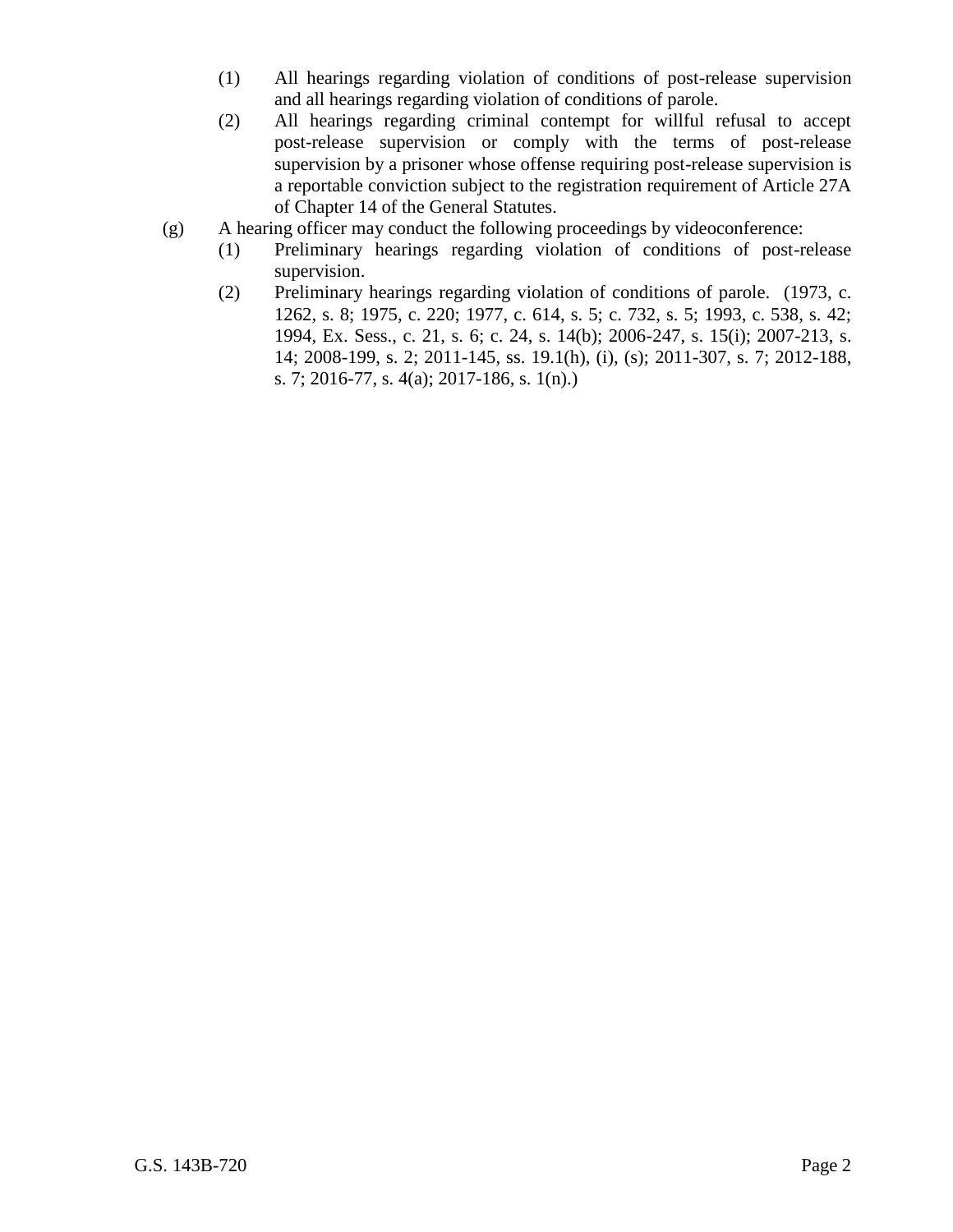(1) All hearings regarding violation of conditions of post-release supervision and all hearings regarding violation of conditions of parole.

(2) All hearings regarding criminal contempt for willful refusal to accept post-release supervision or comply with the terms of post-release supervision by a prisoner whose offense requiring post-release supervision is a reportable conviction subject to the registration requirement of Article 27A of Chapter 14 of the General Statutes.

(g) A hearing officer may conduct the following proceedings by videoconference:

(1) Preliminary hearings regarding violation of conditions of post-release supervision.

(2) Preliminary hearings regarding violation of conditions of parole. (1973, c. 1262, s. 8; 1975, c. 220; 1977, c. 614, s. 5; c. 732, s. 5; 1993, c. 538, s. 42; 1994, Ex. Sess., c. 21, s. 6; c. 24, s. 14(b); 2006-247, s. 15(i); 2007-213, s. 14; 2008-199, s. 2; 2011-145, ss. 19.1(h), (i), (s); 2011-307, s. 7; 2012-188, s. 7; 2016-77, s. 4(a); 2017-186, s. 1(n).)